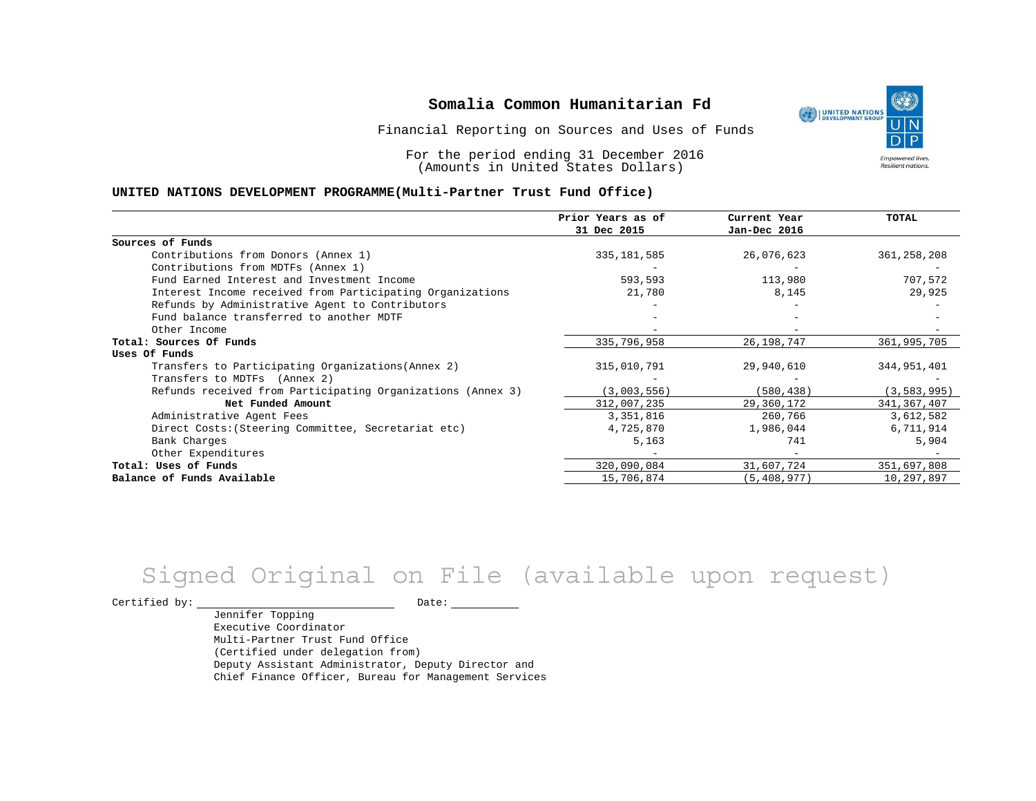# Somalia Common Humanitarian Fd

Financial Reporting on Sources and Uses of Funds

For the period ending 31 December 2016
(Amounts in United States Dollars)

**UNITED NATIONS DEVELOPMENT PROGRAMME(Multi-Partner Trust Fund Office)**

| | Prior Years as of 31 Dec 2015 | Current Year Jan-Dec 2016 | TOTAL |
|---|---|---|---|
| **Sources of Funds** | | | |
| Contributions from Donors (Annex 1) | 335,181,585 | 26,076,623 | 361,258,208 |
| Contributions from MDTFs (Annex 1) | - | - | - |
| Fund Earned Interest and Investment Income | 593,593 | 113,980 | 707,572 |
| Interest Income received from Participating Organizations | 21,780 | 8,145 | 29,925 |
| Refunds by Administrative Agent to Contributors | - | - | - |
| Fund balance transferred to another MDTF | - | - | - |
| Other Income | - | - | - |
| **Total: Sources Of Funds** | 335,796,958 | 26,198,747 | 361,995,705 |
| **Uses Of Funds** | | | |
| Transfers to Participating Organizations(Annex 2) | 315,010,791 | 29,940,610 | 344,951,401 |
| Transfers to MDTFs (Annex 2) | - | - | - |
| Refunds received from Participating Organizations (Annex 3) | (3,003,556) | (580,438) | (3,583,995) |
| **Net Funded Amount** | 312,007,235 | 29,360,172 | 341,367,407 |
| Administrative Agent Fees | 3,351,816 | 260,766 | 3,612,582 |
| Direct Costs:(Steering Committee, Secretariat etc) | 4,725,870 | 1,986,044 | 6,711,914 |
| Bank Charges | 5,163 | 741 | 5,904 |
| Other Expenditures | - | - | - |
| **Total: Uses of Funds** | 320,090,084 | 31,607,724 | 351,697,808 |
| **Balance of Funds Available** | 15,706,874 | (5,408,977) | 10,297,897 |

Signed Original on File (available upon request)

Certified by: ______________________ Date: __________

Jennifer Topping
Executive Coordinator
Multi-Partner Trust Fund Office
(Certified under delegation from)
Deputy Assistant Administrator, Deputy Director and
Chief Finance Officer, Bureau for Management Services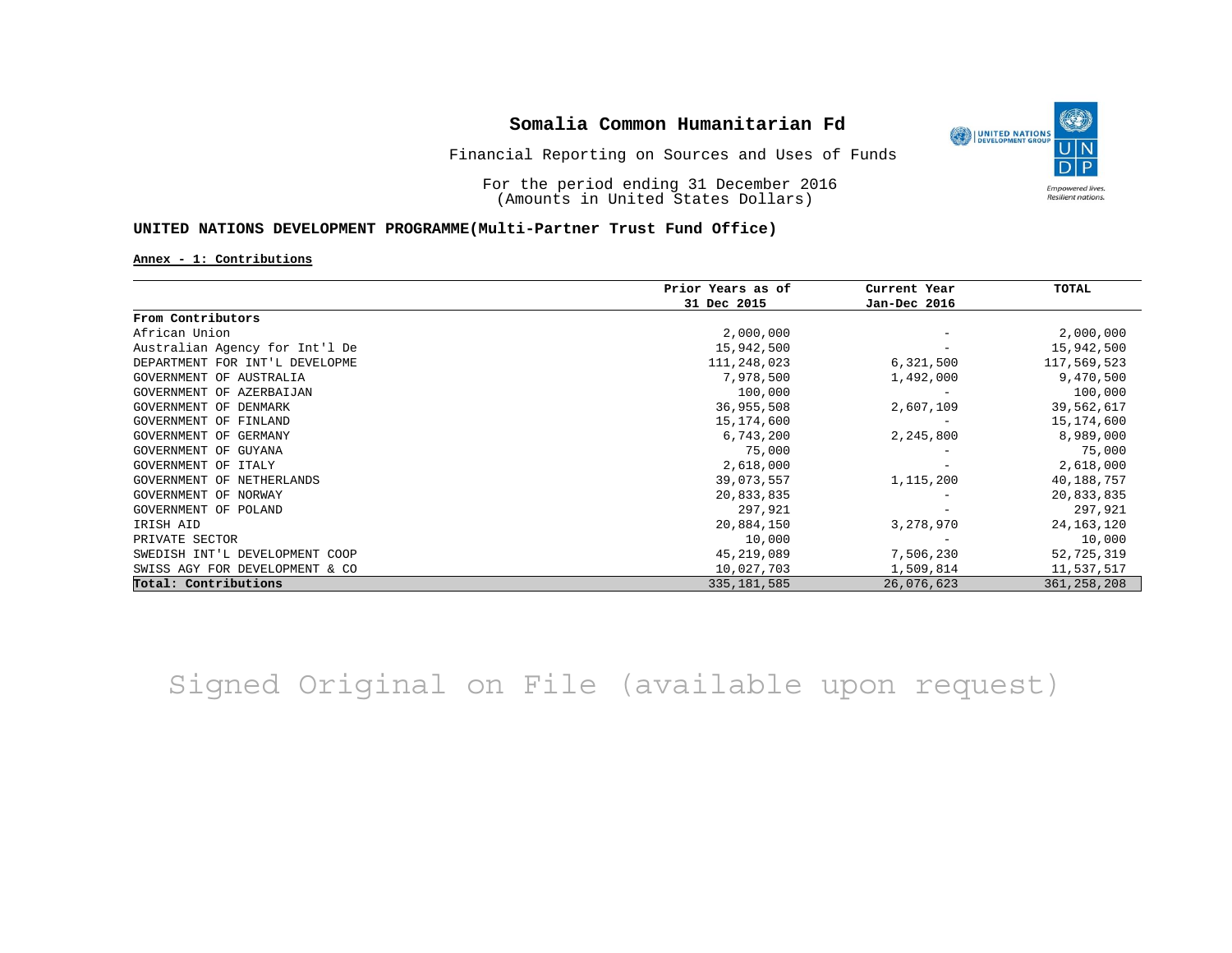# Somalia Common Humanitarian Fd

Financial Reporting on Sources and Uses of Funds

For the period ending 31 December 2016
(Amounts in United States Dollars)

**UNITED NATIONS DEVELOPMENT PROGRAMME(Multi-Partner Trust Fund Office)**

**Annex - 1: Contributions**

| | Prior Years as of 31 Dec 2015 | Current Year Jan-Dec 2016 | TOTAL |
|---|---|---|---|
| **From Contributors** | | | |
| African Union | 2,000,000 | - | 2,000,000 |
| Australian Agency for Int'l De | 15,942,500 | - | 15,942,500 |
| DEPARTMENT FOR INT'L DEVELOPME | 111,248,023 | 6,321,500 | 117,569,523 |
| GOVERNMENT OF AUSTRALIA | 7,978,500 | 1,492,000 | 9,470,500 |
| GOVERNMENT OF AZERBAIJAN | 100,000 | - | 100,000 |
| GOVERNMENT OF DENMARK | 36,955,508 | 2,607,109 | 39,562,617 |
| GOVERNMENT OF FINLAND | 15,174,600 | - | 15,174,600 |
| GOVERNMENT OF GERMANY | 6,743,200 | 2,245,800 | 8,989,000 |
| GOVERNMENT OF GUYANA | 75,000 | - | 75,000 |
| GOVERNMENT OF ITALY | 2,618,000 | - | 2,618,000 |
| GOVERNMENT OF NETHERLANDS | 39,073,557 | 1,115,200 | 40,188,757 |
| GOVERNMENT OF NORWAY | 20,833,835 | - | 20,833,835 |
| GOVERNMENT OF POLAND | 297,921 | - | 297,921 |
| IRISH AID | 20,884,150 | 3,278,970 | 24,163,120 |
| PRIVATE SECTOR | 10,000 | - | 10,000 |
| SWEDISH INT'L DEVELOPMENT COOP | 45,219,089 | 7,506,230 | 52,725,319 |
| SWISS AGY FOR DEVELOPMENT & CO | 10,027,703 | 1,509,814 | 11,537,517 |
| **Total: Contributions** | 335,181,585 | 26,076,623 | 361,258,208 |

Signed Original on File (available upon request)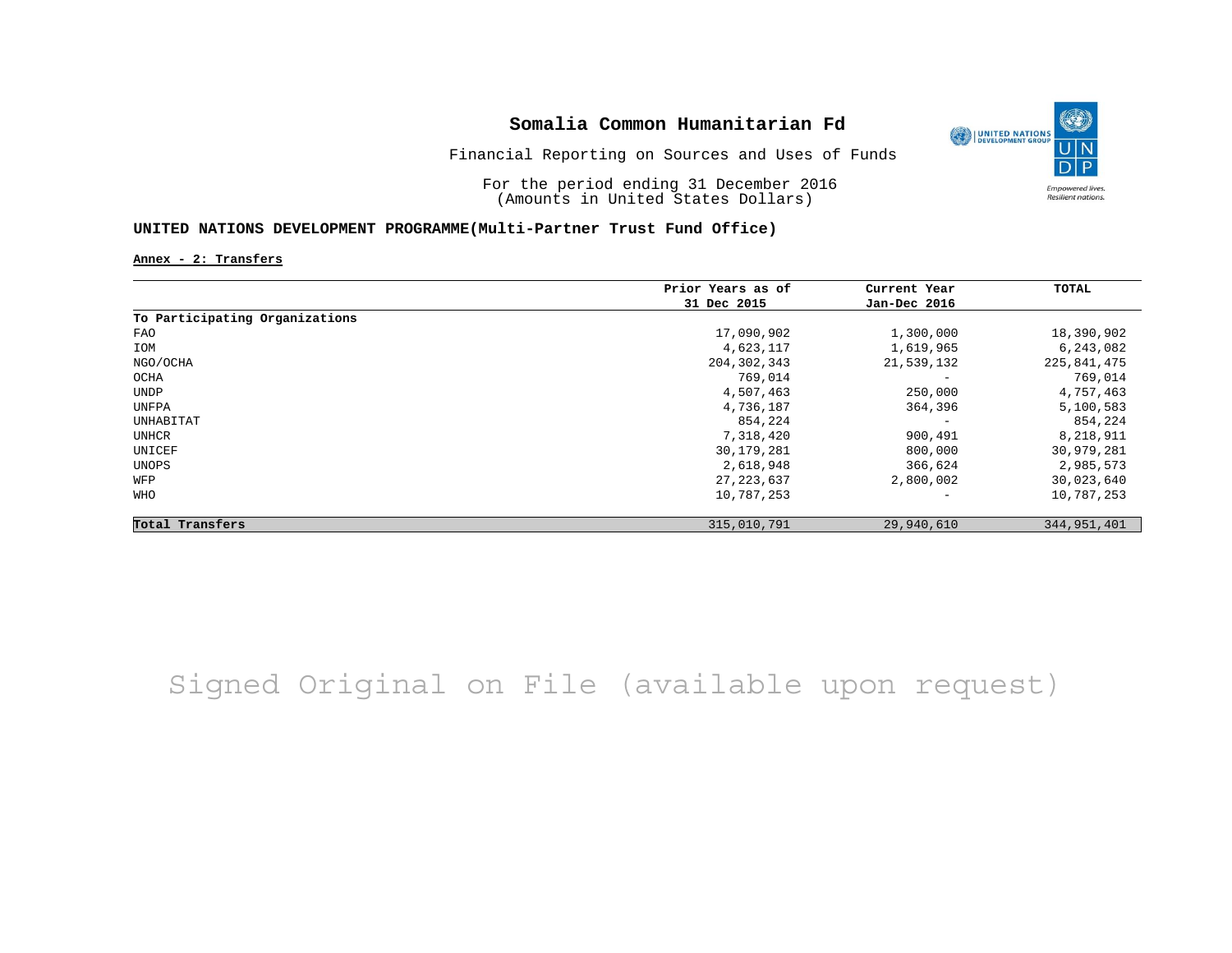# Somalia Common Humanitarian Fd

Financial Reporting on Sources and Uses of Funds

For the period ending 31 December 2016
(Amounts in United States Dollars)

## UNITED NATIONS DEVELOPMENT PROGRAMME(Multi-Partner Trust Fund Office)

**Annex - 2: Transfers**

| | Prior Years as of 31 Dec 2015 | Current Year Jan-Dec 2016 | TOTAL |
|---|---|---|---|
| **To Participating Organizations** | | | |
| FAO | 17,090,902 | 1,300,000 | 18,390,902 |
| IOM | 4,623,117 | 1,619,965 | 6,243,082 |
| NGO/OCHA | 204,302,343 | 21,539,132 | 225,841,475 |
| OCHA | 769,014 | - | 769,014 |
| UNDP | 4,507,463 | 250,000 | 4,757,463 |
| UNFPA | 4,736,187 | 364,396 | 5,100,583 |
| UNHABITAT | 854,224 | - | 854,224 |
| UNHCR | 7,318,420 | 900,491 | 8,218,911 |
| UNICEF | 30,179,281 | 800,000 | 30,979,281 |
| UNOPS | 2,618,948 | 366,624 | 2,985,573 |
| WFP | 27,223,637 | 2,800,002 | 30,023,640 |
| WHO | 10,787,253 | - | 10,787,253 |
| **Total Transfers** | 315,010,791 | 29,940,610 | 344,951,401 |

Signed Original on File (available upon request)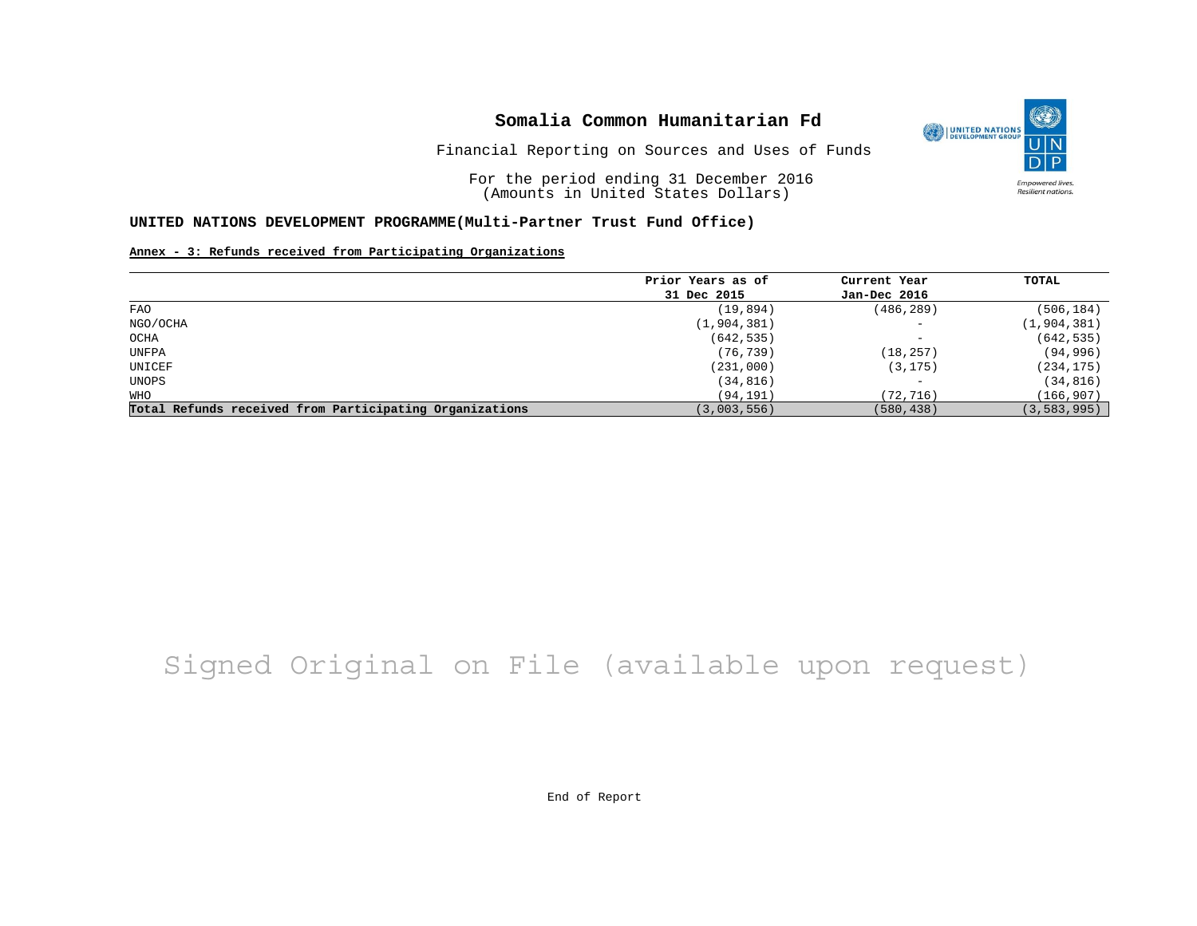# Somalia Common Humanitarian Fd

Financial Reporting on Sources and Uses of Funds

For the period ending 31 December 2016
(Amounts in United States Dollars)

## UNITED NATIONS DEVELOPMENT PROGRAMME(Multi-Partner Trust Fund Office)

**Annex - 3: Refunds received from Participating Organizations**

| | Prior Years as of 31 Dec 2015 | Current Year Jan-Dec 2016 | TOTAL |
|---|---|---|---|
| FAO | (19,894) | (486,289) | (506,184) |
| NGO/OCHA | (1,904,381) | - | (1,904,381) |
| OCHA | (642,535) | - | (642,535) |
| UNFPA | (76,739) | (18,257) | (94,996) |
| UNICEF | (231,000) | (3,175) | (234,175) |
| UNOPS | (34,816) | - | (34,816) |
| WHO | (94,191) | (72,716) | (166,907) |
| **Total Refunds received from Participating Organizations** | (3,003,556) | (580,438) | (3,583,995) |

Signed Original on File (available upon request)

End of Report